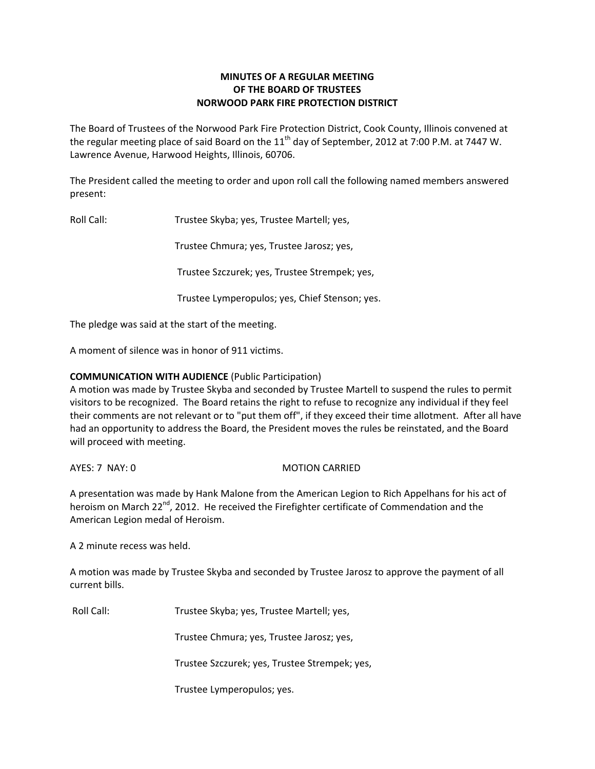**MINUTES OF A REGULAR MEETING**
**OF THE BOARD OF TRUSTEES**
**NORWOOD PARK FIRE PROTECTION DISTRICT**

The Board of Trustees of the Norwood Park Fire Protection District, Cook County, Illinois convened at the regular meeting place of said Board on the 11th day of September, 2012 at 7:00 P.M. at 7447 W. Lawrence Avenue, Harwood Heights, Illinois, 60706.

The President called the meeting to order and upon roll call the following named members answered present:

Roll Call: Trustee Skyba; yes, Trustee Martell; yes,

Trustee Chmura; yes, Trustee Jarosz; yes,

Trustee Szczurek; yes, Trustee Strempek; yes,

Trustee Lymperopulos; yes, Chief Stenson; yes.

The pledge was said at the start of the meeting.

A moment of silence was in honor of 911 victims.

**COMMUNICATION WITH AUDIENCE** (Public Participation)
A motion was made by Trustee Skyba and seconded by Trustee Martell to suspend the rules to permit visitors to be recognized. The Board retains the right to refuse to recognize any individual if they feel their comments are not relevant or to "put them off", if they exceed their time allotment. After all have had an opportunity to address the Board, the President moves the rules be reinstated, and the Board will proceed with meeting.

AYES: 7 NAY: 0 MOTION CARRIED

A presentation was made by Hank Malone from the American Legion to Rich Appelhans for his act of heroism on March 22nd, 2012. He received the Firefighter certificate of Commendation and the American Legion medal of Heroism.

A 2 minute recess was held.

A motion was made by Trustee Skyba and seconded by Trustee Jarosz to approve the payment of all current bills.

Roll Call: Trustee Skyba; yes, Trustee Martell; yes,

Trustee Chmura; yes, Trustee Jarosz; yes,

Trustee Szczurek; yes, Trustee Strempek; yes,

Trustee Lymperopulos; yes.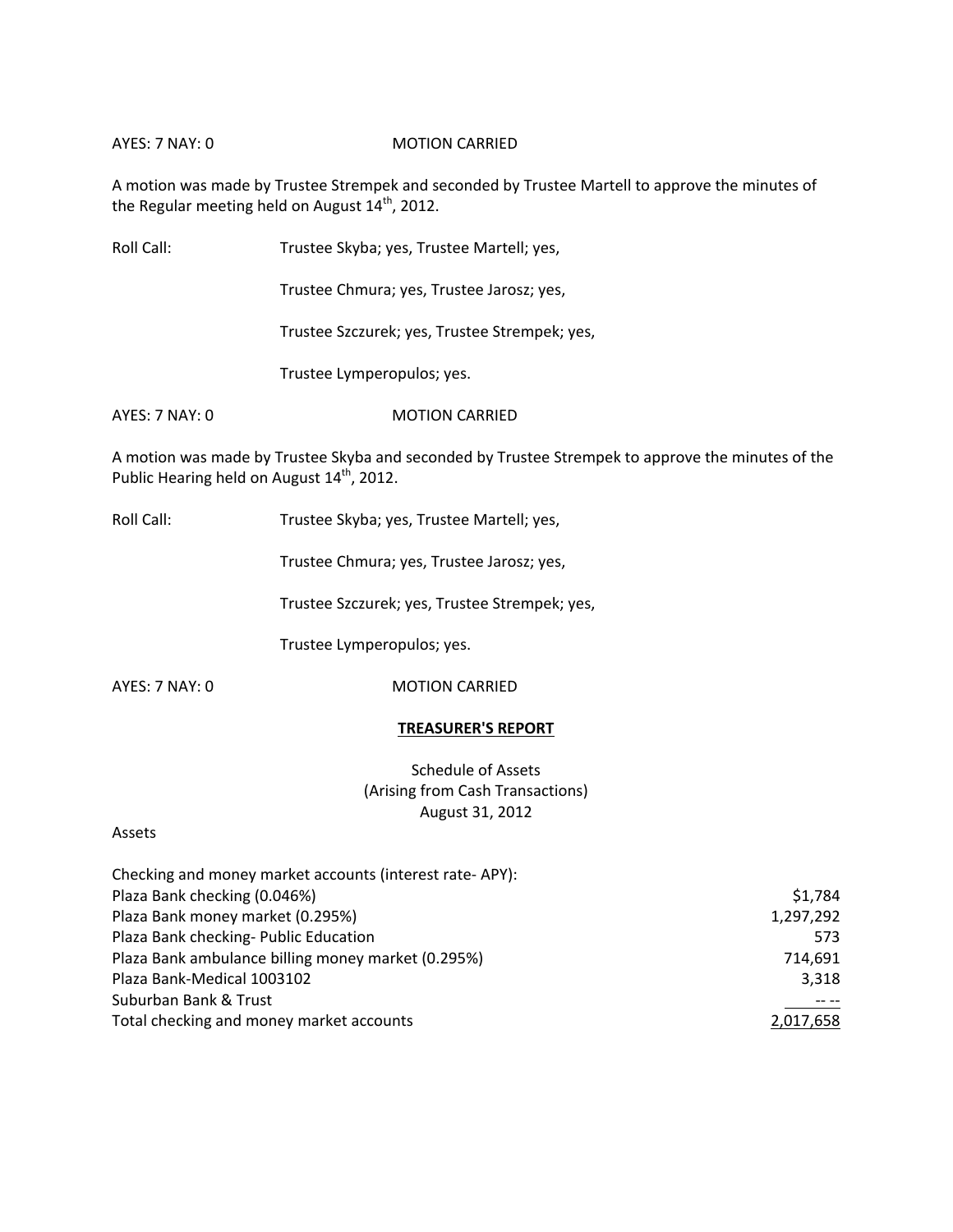AYES: 7 NAY: 0 MOTION CARRIED

A motion was made by Trustee Strempek and seconded by Trustee Martell to approve the minutes of the Regular meeting held on August 14th, 2012.

Roll Call: Trustee Skyba; yes, Trustee Martell; yes,

Trustee Chmura; yes, Trustee Jarosz; yes,

Trustee Szczurek; yes, Trustee Strempek; yes,

Trustee Lymperopulos; yes.

AYES: 7 NAY: 0 MOTION CARRIED

A motion was made by Trustee Skyba and seconded by Trustee Strempek to approve the minutes of the Public Hearing held on August 14th, 2012.

Roll Call: Trustee Skyba; yes, Trustee Martell; yes,

Trustee Chmura; yes, Trustee Jarosz; yes,

Trustee Szczurek; yes, Trustee Strempek; yes,

Trustee Lymperopulos; yes.

AYES: 7 NAY: 0 MOTION CARRIED

**TREASURER'S REPORT**

Schedule of Assets
(Arising from Cash Transactions)
August 31, 2012

Assets

| Checking and money market accounts (interest rate- APY): | |
| --- | --- |
| Plaza Bank checking (0.046%) | $1,784 |
| Plaza Bank money market (0.295%) | 1,297,292 |
| Plaza Bank checking- Public Education | 573 |
| Plaza Bank ambulance billing money market (0.295%) | 714,691 |
| Plaza Bank-Medical 1003102 | 3,318 |
| Suburban Bank & Trust | -- -- |
| Total checking and money market accounts | 2,017,658 |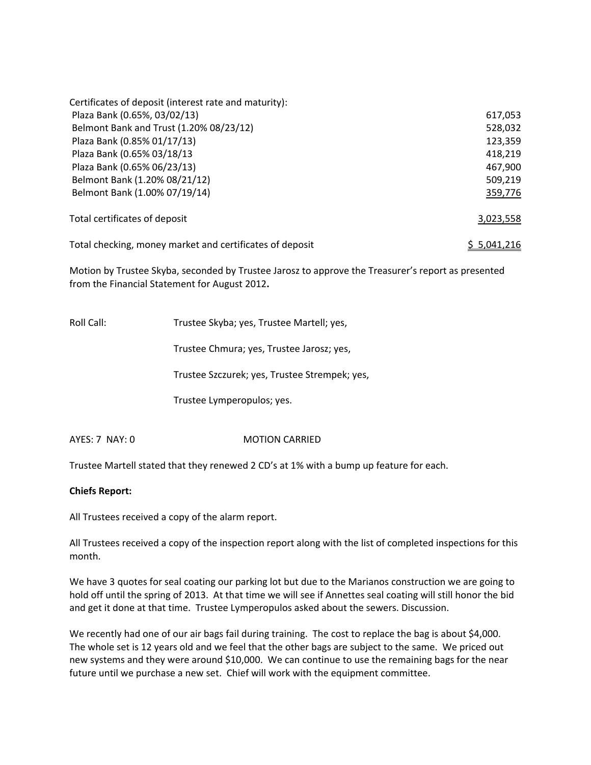| Certificates of deposit (interest rate and maturity): | |
|---|---|
| Plaza Bank (0.65%, 03/02/13) | 617,053 |
| Belmont Bank and Trust (1.20% 08/23/12) | 528,032 |
| Plaza Bank (0.85% 01/17/13) | 123,359 |
| Plaza Bank (0.65% 03/18/13 | 418,219 |
| Plaza Bank (0.65% 06/23/13) | 467,900 |
| Belmont Bank (1.20% 08/21/12) | 509,219 |
| Belmont Bank (1.00% 07/19/14) | 359,776 |
| Total certificates of deposit | 3,023,558 |
| Total checking, money market and certificates of deposit | $ 5,041,216 |

Motion by Trustee Skyba, seconded by Trustee Jarosz to approve the Treasurer's report as presented from the Financial Statement for August 2012**.**

Roll Call: Trustee Skyba; yes, Trustee Martell; yes,

Trustee Chmura; yes, Trustee Jarosz; yes,

Trustee Szczurek; yes, Trustee Strempek; yes,

Trustee Lymperopulos; yes.

AYES: 7 NAY: 0 MOTION CARRIED

Trustee Martell stated that they renewed 2 CD's at 1% with a bump up feature for each.

**Chiefs Report:**

All Trustees received a copy of the alarm report.

All Trustees received a copy of the inspection report along with the list of completed inspections for this month.

We have 3 quotes for seal coating our parking lot but due to the Marianos construction we are going to hold off until the spring of 2013. At that time we will see if Annettes seal coating will still honor the bid and get it done at that time. Trustee Lymperopulos asked about the sewers. Discussion.

We recently had one of our air bags fail during training. The cost to replace the bag is about $4,000. The whole set is 12 years old and we feel that the other bags are subject to the same. We priced out new systems and they were around $10,000. We can continue to use the remaining bags for the near future until we purchase a new set. Chief will work with the equipment committee.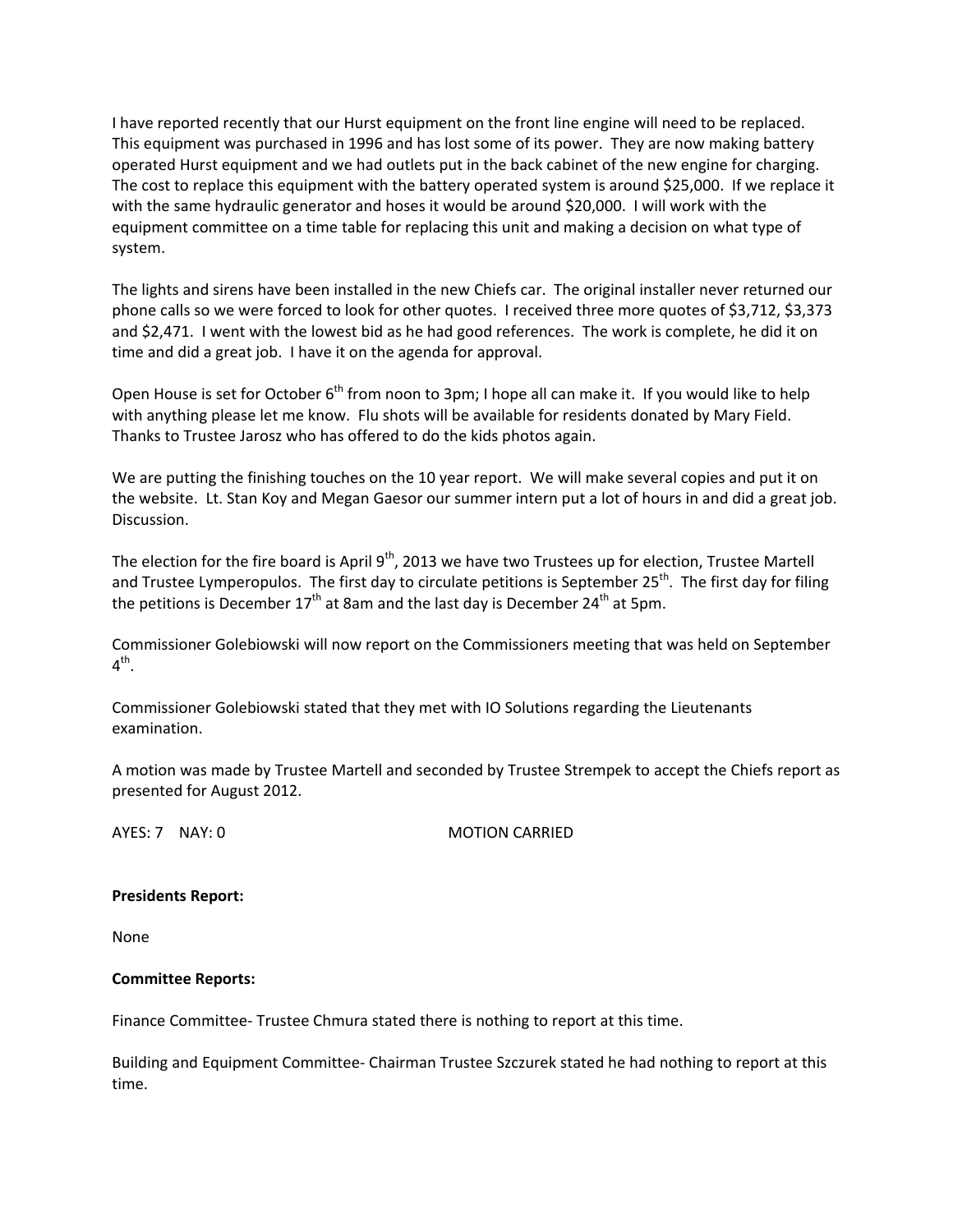I have reported recently that our Hurst equipment on the front line engine will need to be replaced. This equipment was purchased in 1996 and has lost some of its power. They are now making battery operated Hurst equipment and we had outlets put in the back cabinet of the new engine for charging. The cost to replace this equipment with the battery operated system is around $25,000. If we replace it with the same hydraulic generator and hoses it would be around $20,000. I will work with the equipment committee on a time table for replacing this unit and making a decision on what type of system.

The lights and sirens have been installed in the new Chiefs car. The original installer never returned our phone calls so we were forced to look for other quotes. I received three more quotes of $3,712, $3,373 and $2,471. I went with the lowest bid as he had good references. The work is complete, he did it on time and did a great job. I have it on the agenda for approval.

Open House is set for October 6th from noon to 3pm; I hope all can make it. If you would like to help with anything please let me know. Flu shots will be available for residents donated by Mary Field. Thanks to Trustee Jarosz who has offered to do the kids photos again.

We are putting the finishing touches on the 10 year report. We will make several copies and put it on the website. Lt. Stan Koy and Megan Gaesor our summer intern put a lot of hours in and did a great job. Discussion.

The election for the fire board is April 9th, 2013 we have two Trustees up for election, Trustee Martell and Trustee Lymperopulos. The first day to circulate petitions is September 25th. The first day for filing the petitions is December 17th at 8am and the last day is December 24th at 5pm.

Commissioner Golebiowski will now report on the Commissioners meeting that was held on September 4th.

Commissioner Golebiowski stated that they met with IO Solutions regarding the Lieutenants examination.

A motion was made by Trustee Martell and seconded by Trustee Strempek to accept the Chiefs report as presented for August 2012.

AYES: 7 NAY: 0 MOTION CARRIED

**Presidents Report:**

None

**Committee Reports:**

Finance Committee- Trustee Chmura stated there is nothing to report at this time.

Building and Equipment Committee- Chairman Trustee Szczurek stated he had nothing to report at this time.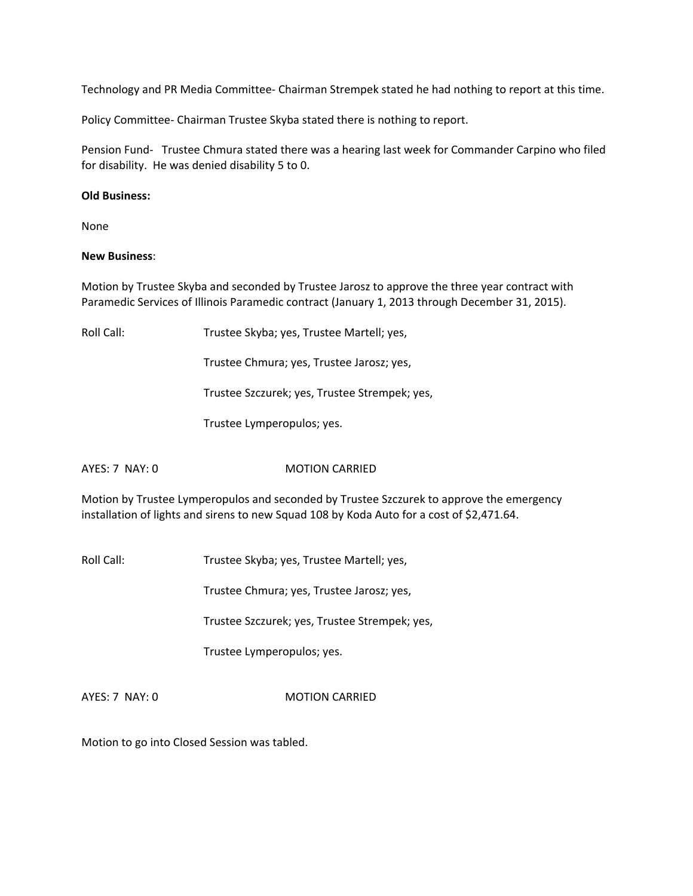Technology and PR Media Committee- Chairman Strempek stated he had nothing to report at this time.

Policy Committee- Chairman Trustee Skyba stated there is nothing to report.

Pension Fund- Trustee Chmura stated there was a hearing last week for Commander Carpino who filed for disability. He was denied disability 5 to 0.

**Old Business:**

None

**New Business**:

Motion by Trustee Skyba and seconded by Trustee Jarosz to approve the three year contract with Paramedic Services of Illinois Paramedic contract (January 1, 2013 through December 31, 2015).

Roll Call: Trustee Skyba; yes, Trustee Martell; yes,

Trustee Chmura; yes, Trustee Jarosz; yes,

Trustee Szczurek; yes, Trustee Strempek; yes,

Trustee Lymperopulos; yes.

AYES: 7 NAY: 0 MOTION CARRIED

Motion by Trustee Lymperopulos and seconded by Trustee Szczurek to approve the emergency installation of lights and sirens to new Squad 108 by Koda Auto for a cost of $2,471.64.

Roll Call: Trustee Skyba; yes, Trustee Martell; yes,

Trustee Chmura; yes, Trustee Jarosz; yes,

Trustee Szczurek; yes, Trustee Strempek; yes,

Trustee Lymperopulos; yes.

AYES: 7 NAY: 0 MOTION CARRIED

Motion to go into Closed Session was tabled.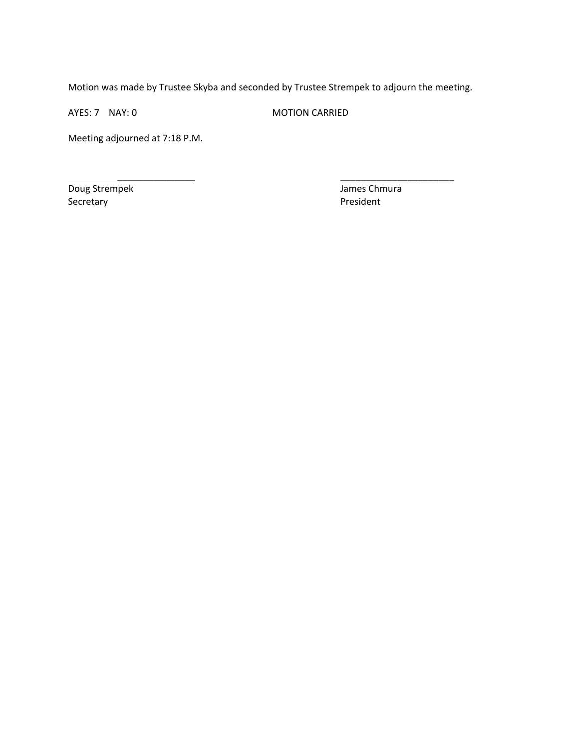Motion was made by Trustee Skyba and seconded by Trustee Strempek to adjourn the meeting.

AYES: 7 NAY: 0 MOTION CARRIED

Meeting adjourned at 7:18 P.M.

_________________________ _________________________

Doug Strempek
Secretary

James Chmura
President